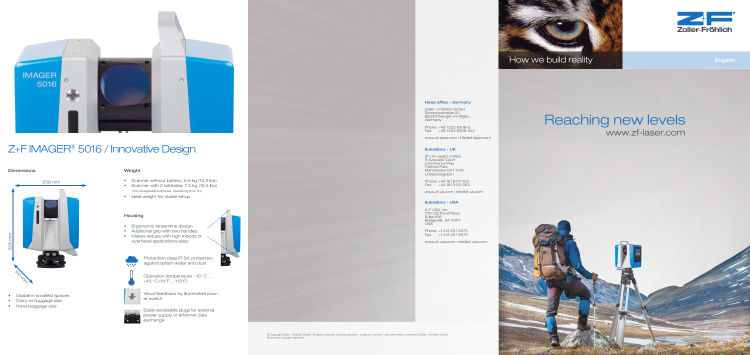# Z+F IMAGER® 5016 / Innovative Design

## Dimensions

258 mm

328 mm

150 mm

- Usable in smallest spaces
- Carry-on luggage size
- Hand baggage size

## Weight

- Scanner without battery: 6.5 kg (14.3 lbs)
- Scanner with 2 batteries: 7.5 kg (16.5 lbs) (hot swappable batteries, operating time 5h)
- Ideal weight for stable setup

## Housing

- Ergonomic streamline design
- Additional grip with two handles
- Makes setups with high tripods or overhead applications easy

Protection class IP 54, protection against splash water and dust

Operation temperature -10 °C ... +45 °C (14°F ... 113°F)

Visual feedback by illuminated power switch

Easily accessible plugs for external power supply or ethernet data exchange

### Head office » Germany

Zoller + Fröhlich GmbH
Simoniusstrasse 22
88239 Wangen im Allgäu
Germany

Phone: +49 7522 9308-0
Fax: +49 7522 9308-252

www.zf-laser.com | info@zf-laser.com

### Subsidiary » UK

ZF UK Laser Limited
9 Avocado Court
Commerce Way
Trafford Park
Manchester M17 1HW
United Kingdom

Phone: +44 161 8717 050
Fax: +44 161 3125 063

www.zf-uk.com | info@zf-uk.com

### Subsidiary » USA

Z+F USA, Inc.
700 Old Pond Road
Suite 606
Bridgeville, PA 15017
USA

Phone: +1 412 257 8575
Fax: +1 412 257 8576

www.zf-usa.com | info@zf-usa.com

© Copyright Zoller + Fröhlich GmbH. All rights reserved. Any reproduction – partly or in whole – only with written consent of Zoller + Fröhlich GmbH. Errors and changes reserved.

How we build reality

English

Zoller+Fröhlich

# Reaching new levels

www.zf-laser.com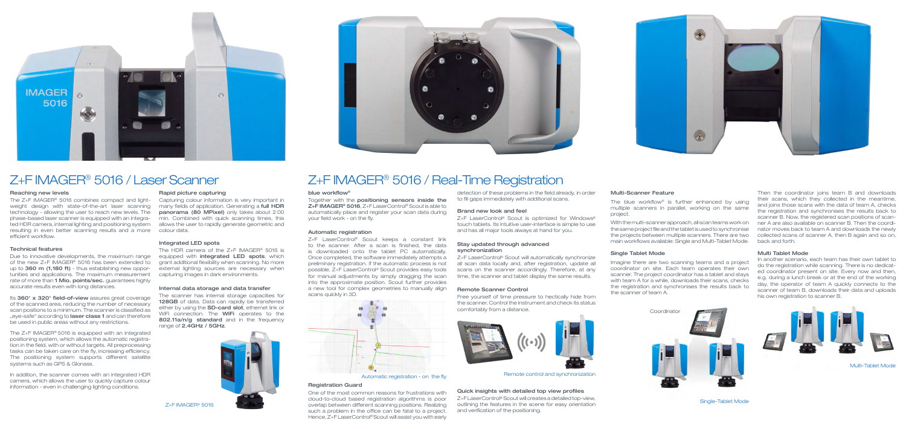# Z+F IMAGER® 5016 / Laser Scanner

### Reaching new levels

The Z+F IMAGER® 5016 combines compact and lightweight design with state-of-the-art laser scanning technology - allowing the user to reach new levels. The phase-based laser scanner is equipped with an integrated HDR camera, internal lighting and positioning system resulting in even better scanning results and a more efficient workflow.

### Technical features

Due to innovative developments, the maximum range of the new Z+F IMAGER® 5016 has been extended to up to **360 m (1,180 ft)** - thus establishing new opportunities and applications. The maximum measurement rate of more than **1 Mio. points/sec.** guarantees highly accurate results even with long distances.

Its **360° x 320° field-of-view** assures great coverage of the scanned area, reducing the number of necessary scan positions to a minimum. The scanner is classified as „eye-safe" according to **laser class 1** and can therefore be used in public areas without any restrictions.

The Z+F IMAGER® 5016 is equipped with an integrated positioning system, which allows the automatic registration in the field, with or without targets. All preprocessing tasks can be taken care on the fly, increasing efficiency. The positioning system supports different satellite systems such as GPS & Glonass.

In addition, the scanner comes with an integrated HDR camera, which allows the user to quickly capture colour information - even in challenging lighting conditions.

### Rapid picture capturing

Capturing colour information is very important in many fields of application. Generating a **full HDR panorama (80 MPixel)** only takes about 2:00 min. Combined with quick scanning times, this allows the user to rapidly generate geometric and colour data.

### Integrated LED spots

The HDR camera of the Z+F IMAGER® 5016 is equipped with **integrated LED spots**, which grant additional flexibility when scanning. No more external lighting sources are necessary when capturing images in dark environments.

### Internal data storage and data transfer

The scanner has internal storage capacities for **128GB** of data. Data can rapidly be transferred either by using the **SD-card slot**, ethernet link or WiFi connection. The **WiFi** operates to the **802.11a/n/g standard** and in the frequency range of **2.4GHz / 5GHz**.

Z+F IMAGER® 5016

# Z+F IMAGER® 5016 / Real-Time Registration

### blue workflow®

Together with the **positioning sensors inside the Z+F IMAGER® 5016**, Z+F LaserControl® Scout is able to automatically place and register your scan data during your field work - on the fly.

### Automatic registration

Z+F LaserControl® Scout keeps a constant link to the scanner. After a scan is finished, the data is downloaded onto the tablet PC automatically. Once completed, the software immediately attempts a preliminary registration. If the automatic process is not possible, Z+F LaserControl® Scout provides easy tools for manual adjustments by simply dragging the scan into the approximate position. Scout further provides a new tool for complex geometries to manually align scans quickly in 3D.

Automatic registration - on the fly

### Registration Guard

One of the most common reasons for frustrations with cloud-to-cloud based registration algorithms is poor overlap between different scanning positions. Realizing such a problem in the office can be fatal to a project. Hence, Z+F LaserControl® Scout will assist you with early detection of these problems in the field already, in order to fill gaps immediately with additional scans.

### Brand new look and feel

Z+F LaserControl® Scout is optimized for Windows® touch tablets. Its intuitive user-interface is simple to use and has all major tools always at hand for you.

### Stay updated through advanced synchronization

Z+F LaserControl® Scout will automatically synchronize all scan data locally and, after registration, update all scans on the scanner accordingly. Therefore, at any time, the scanner and tablet display the same results.

### Remote Scanner Control

Free yourself of time pressure to hectically hide from the scanner. Control the instrument and check its status comfortably from a distance.

Remote control and synchronization

### Quick insights with detailed top view profiles

Z+F LaserControl® Scout will creates a detailed top-view, outlining the features in the scene for easy orientation and verification of the positioning.

### Multi-Scanner Feature

The blue workflow® is further enhanced by using multiple scanners in parallel, working on the same project.

With the multi-scanner approach, all scan teams work on the same project file and the tablet is used to synchronise the projects between multiple scanners. There are two main workflows available: Single and Multi-Tablet Mode.

### Single Tablet Mode

Imagine there are two scanning teams and a project coordinator on site. Each team operates their own scanner. The project coordinator has a tablet and stays with team A for a while, downloads their scans, checks the registration and synchronises the results back to the scanner of team A.

Then the coordinator joins team B and downloads their scans, which they collected in the meantime, and joins those scans with the data of team A, checks the registration and synchronises the results back to scanner B. Now, the registered scan positions of scanner A are also available on scanner B. Then the coordinator moves back to team A and downloads the newly collected scans of scanner A, then B again and so on, back and forth.

Coordinator

Single-Tablet Mode

### Multi Tablet Mode

In another scenario, each team has their own tablet to do the registration while scanning. There is no dedicated coordinator present on site. Every now and then, e.g. during a lunch break or at the end of the working day, the operator of team A quickly connects to the scanner of team B, downloads their data and uploads his own registration to scanner B.

Multi-Tablet Mode